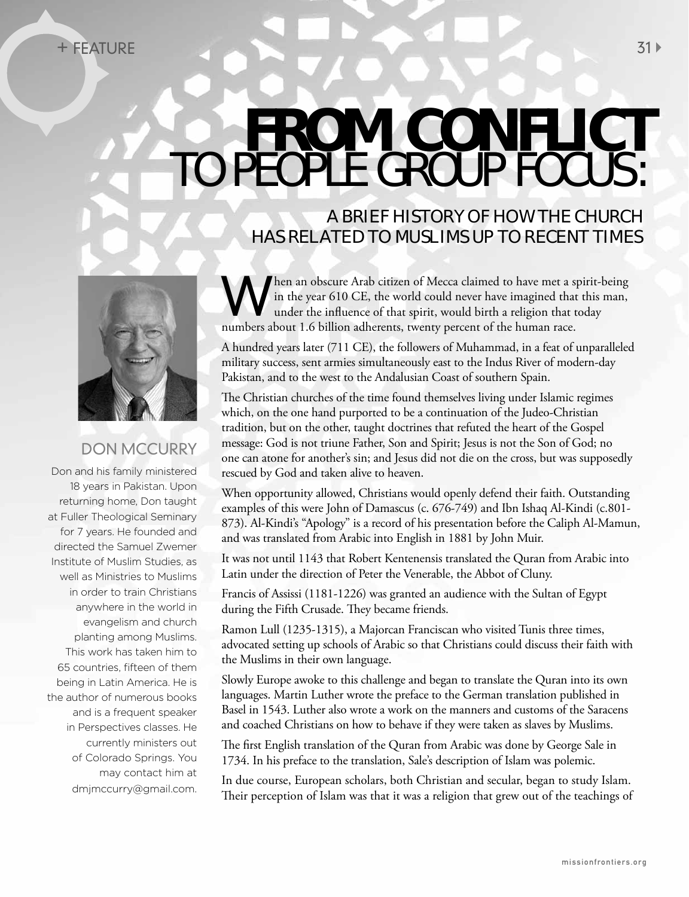# FROM CONFLICT TO PEOPLE GROUP FOCUS:

## A BRIEF HISTORY OF HOW THE CHURCH HAS RELATED TO MUSLIMS UP TO RECENT TIMES

### DON MCCURRY

Don and his family ministered 18 years in Pakistan. Upon returning home, Don taught at Fuller Theological Seminary for 7 years. He founded and directed the Samuel Zwemer Institute of Muslim Studies, as well as Ministries to Muslims in order to train Christians anywhere in the world in evangelism and church planting among Muslims. This work has taken him to 65 countries, fifteen of them being in Latin America. He is the author of numerous books and is a frequent speaker in Perspectives classes. He currently ministers out of Colorado Springs. You may contact him at dmjmccurry@gmail.com.

When an obscure Arab citizen of Mecca claimed to have met a spirit-being in the year 610 CE, the world could never have imagined that this man, under the influence of that spirit, would birth a religion that today numbers about 1.6 billion adherents, twenty percent of the human race.

A hundred years later (711 CE), the followers of Muhammad, in a feat of unparalleled military success, sent armies simultaneously east to the Indus River of modern-day Pakistan, and to the west to the Andalusian Coast of southern Spain.

The Christian churches of the time found themselves living under Islamic regimes which, on the one hand purported to be a continuation of the Judeo-Christian tradition, but on the other, taught doctrines that refuted the heart of the Gospel message: God is not triune Father, Son and Spirit; Jesus is not the Son of God; no one can atone for another's sin; and Jesus did not die on the cross, but was supposedly rescued by God and taken alive to heaven.

When opportunity allowed, Christians would openly defend their faith. Outstanding examples of this were John of Damascus (c. 676-749) and Ibn Ishaq Al-Kindi (c.801-873). Al-Kindi's "Apology" is a record of his presentation before the Caliph Al-Mamun, and was translated from Arabic into English in 1881 by John Muir.

It was not until 1143 that Robert Kentenensis translated the Quran from Arabic into Latin under the direction of Peter the Venerable, the Abbot of Cluny.

Francis of Assissi (1181-1226) was granted an audience with the Sultan of Egypt during the Fifth Crusade. They became friends.

Ramon Lull (1235-1315), a Majorcan Franciscan who visited Tunis three times, advocated setting up schools of Arabic so that Christians could discuss their faith with the Muslims in their own language.

Slowly Europe awoke to this challenge and began to translate the Quran into its own languages. Martin Luther wrote the preface to the German translation published in Basel in 1543. Luther also wrote a work on the manners and customs of the Saracens and coached Christians on how to behave if they were taken as slaves by Muslims.

The first English translation of the Quran from Arabic was done by George Sale in 1734. In his preface to the translation, Sale's description of Islam was polemic.

In due course, European scholars, both Christian and secular, began to study Islam. Their perception of Islam was that it was a religion that grew out of the teachings of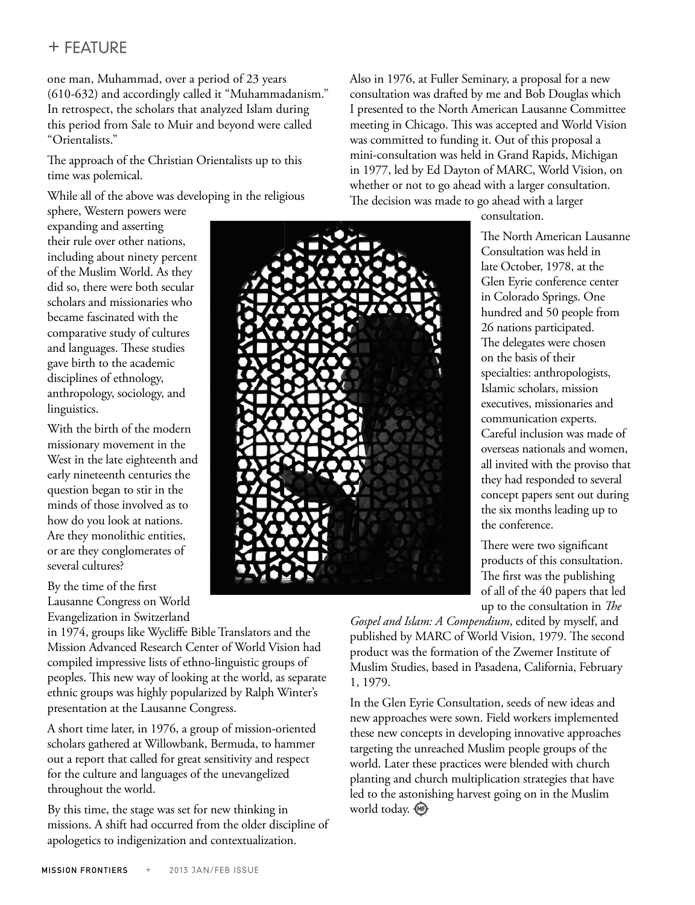one man, Muhammad, over a period of 23 years (610-632) and accordingly called it "Muhammadanism." In retrospect, the scholars that analyzed Islam during this period from Sale to Muir and beyond were called "Orientalists."

The approach of the Christian Orientalists up to this time was polemical.

While all of the above was developing in the religious sphere, Western powers were expanding and asserting their rule over other nations, including about ninety percent of the Muslim World. As they did so, there were both secular scholars and missionaries who became fascinated with the comparative study of cultures and languages. These studies gave birth to the academic disciplines of ethnology, anthropology, sociology, and linguistics.

With the birth of the modern missionary movement in the West in the late eighteenth and early nineteenth centuries the question began to stir in the minds of those involved as to how do you look at nations. Are they monolithic entities, or are they conglomerates of several cultures?

By the time of the first Lausanne Congress on World Evangelization in Switzerland in 1974, groups like Wycliffe Bible Translators and the Mission Advanced Research Center of World Vision had compiled impressive lists of ethno-linguistic groups of peoples. This new way of looking at the world, as separate ethnic groups was highly popularized by Ralph Winter's presentation at the Lausanne Congress.

A short time later, in 1976, a group of mission-oriented scholars gathered at Willowbank, Bermuda, to hammer out a report that called for great sensitivity and respect for the culture and languages of the unevangelized throughout the world.

By this time, the stage was set for new thinking in missions. A shift had occurred from the older discipline of apologetics to indigenization and contextualization.

Also in 1976, at Fuller Seminary, a proposal for a new consultation was drafted by me and Bob Douglas which I presented to the North American Lausanne Committee meeting in Chicago. This was accepted and World Vision was committed to funding it. Out of this proposal a mini-consultation was held in Grand Rapids, Michigan in 1977, led by Ed Dayton of MARC, World Vision, on whether or not to go ahead with a larger consultation. The decision was made to go ahead with a larger consultation.

The North American Lausanne Consultation was held in late October, 1978, at the Glen Eyrie conference center in Colorado Springs. One hundred and 50 people from 26 nations participated. The delegates were chosen on the basis of their specialties: anthropologists, Islamic scholars, mission executives, missionaries and communication experts. Careful inclusion was made of overseas nationals and women, all invited with the proviso that they had responded to several concept papers sent out during the six months leading up to the conference.

There were two significant products of this consultation. The first was the publishing of all of the 40 papers that led up to the consultation in *The Gospel and Islam: A Compendium*, edited by myself, and published by MARC of World Vision, 1979. The second product was the formation of the Zwemer Institute of Muslim Studies, based in Pasadena, California, February 1, 1979.

In the Glen Eyrie Consultation, seeds of new ideas and new approaches were sown. Field workers implemented these new concepts in developing innovative approaches targeting the unreached Muslim people groups of the world. Later these practices were blended with church planting and church multiplication strategies that have led to the astonishing harvest going on in the Muslim world today.